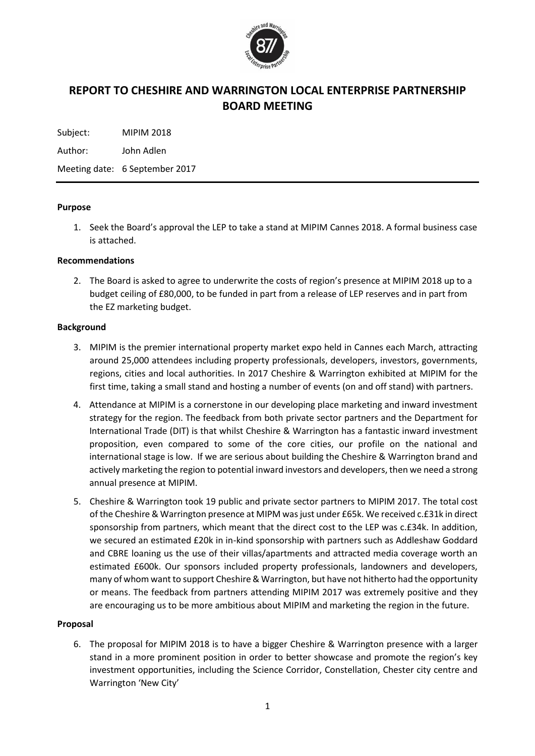# REPORT TO CHESHIRE AND WARRINGTON LOCAL ENTERPRISE PARTNERSHIP BOARD MEETING

Subject: MIPIM 2018

Author: John Adlen

Meeting date: 6 September 2017

---

**Purpose**

1. Seek the Board's approval the LEP to take a stand at MIPIM Cannes 2018. A formal business case is attached.

**Recommendations**

2. The Board is asked to agree to underwrite the costs of region's presence at MIPIM 2018 up to a budget ceiling of £80,000, to be funded in part from a release of LEP reserves and in part from the EZ marketing budget.

**Background**

3. MIPIM is the premier international property market expo held in Cannes each March, attracting around 25,000 attendees including property professionals, developers, investors, governments, regions, cities and local authorities. In 2017 Cheshire & Warrington exhibited at MIPIM for the first time, taking a small stand and hosting a number of events (on and off stand) with partners.

4. Attendance at MIPIM is a cornerstone in our developing place marketing and inward investment strategy for the region. The feedback from both private sector partners and the Department for International Trade (DIT) is that whilst Cheshire & Warrington has a fantastic inward investment proposition, even compared to some of the core cities, our profile on the national and international stage is low. If we are serious about building the Cheshire & Warrington brand and actively marketing the region to potential inward investors and developers, then we need a strong annual presence at MIPIM.

5. Cheshire & Warrington took 19 public and private sector partners to MIPIM 2017. The total cost of the Cheshire & Warrington presence at MIPM was just under £65k. We received c.£31k in direct sponsorship from partners, which meant that the direct cost to the LEP was c.£34k. In addition, we secured an estimated £20k in in-kind sponsorship with partners such as Addleshaw Goddard and CBRE loaning us the use of their villas/apartments and attracted media coverage worth an estimated £600k. Our sponsors included property professionals, landowners and developers, many of whom want to support Cheshire & Warrington, but have not hitherto had the opportunity or means. The feedback from partners attending MIPIM 2017 was extremely positive and they are encouraging us to be more ambitious about MIPIM and marketing the region in the future.

**Proposal**

6. The proposal for MIPIM 2018 is to have a bigger Cheshire & Warrington presence with a larger stand in a more prominent position in order to better showcase and promote the region's key investment opportunities, including the Science Corridor, Constellation, Chester city centre and Warrington 'New City'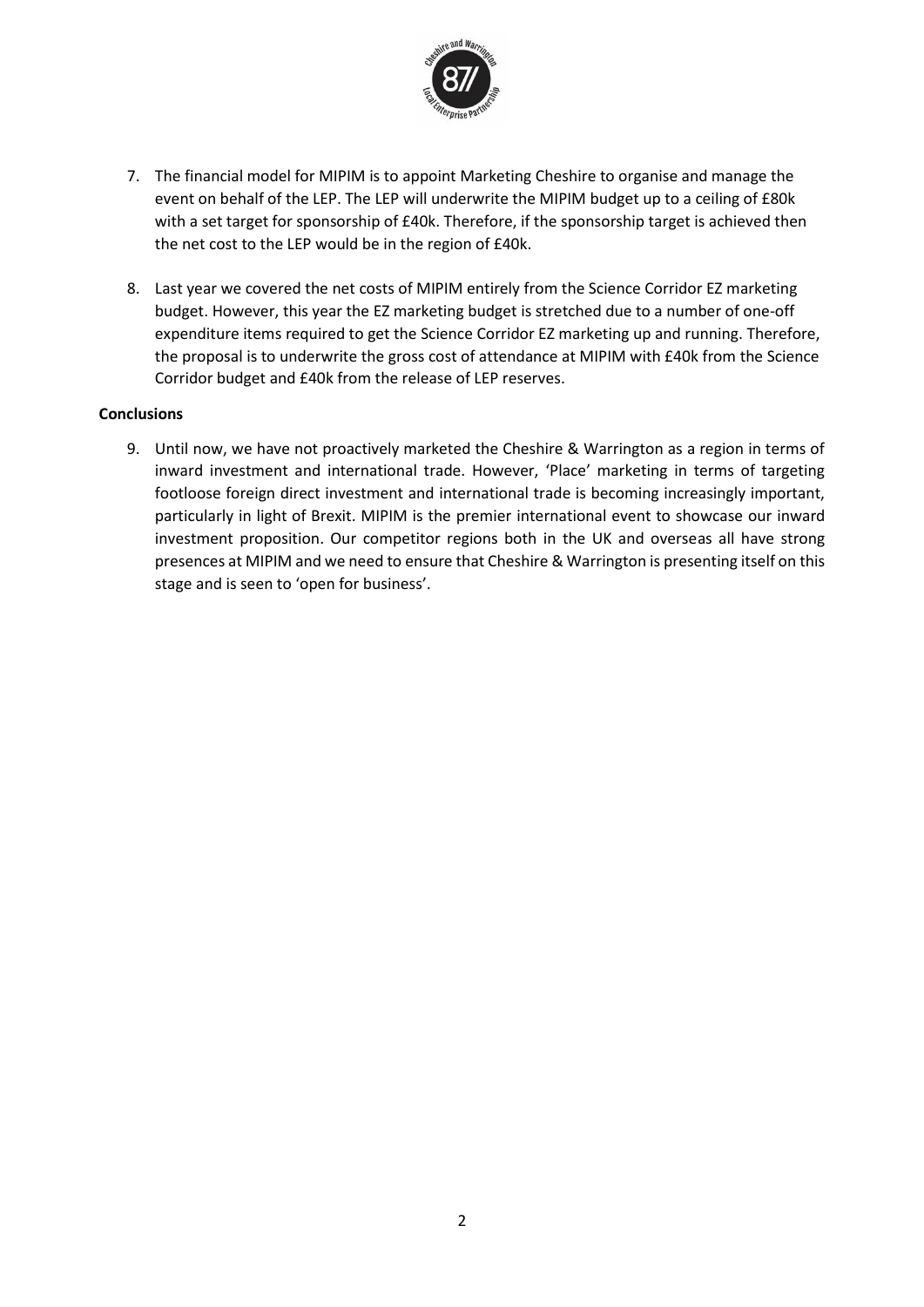7. The financial model for MIPIM is to appoint Marketing Cheshire to organise and manage the event on behalf of the LEP. The LEP will underwrite the MIPIM budget up to a ceiling of £80k with a set target for sponsorship of £40k. Therefore, if the sponsorship target is achieved then the net cost to the LEP would be in the region of £40k.

8. Last year we covered the net costs of MIPIM entirely from the Science Corridor EZ marketing budget. However, this year the EZ marketing budget is stretched due to a number of one-off expenditure items required to get the Science Corridor EZ marketing up and running. Therefore, the proposal is to underwrite the gross cost of attendance at MIPIM with £40k from the Science Corridor budget and £40k from the release of LEP reserves.

**Conclusions**

9. Until now, we have not proactively marketed the Cheshire & Warrington as a region in terms of inward investment and international trade. However, 'Place' marketing in terms of targeting footloose foreign direct investment and international trade is becoming increasingly important, particularly in light of Brexit. MIPIM is the premier international event to showcase our inward investment proposition. Our competitor regions both in the UK and overseas all have strong presences at MIPIM and we need to ensure that Cheshire & Warrington is presenting itself on this stage and is seen to 'open for business'.